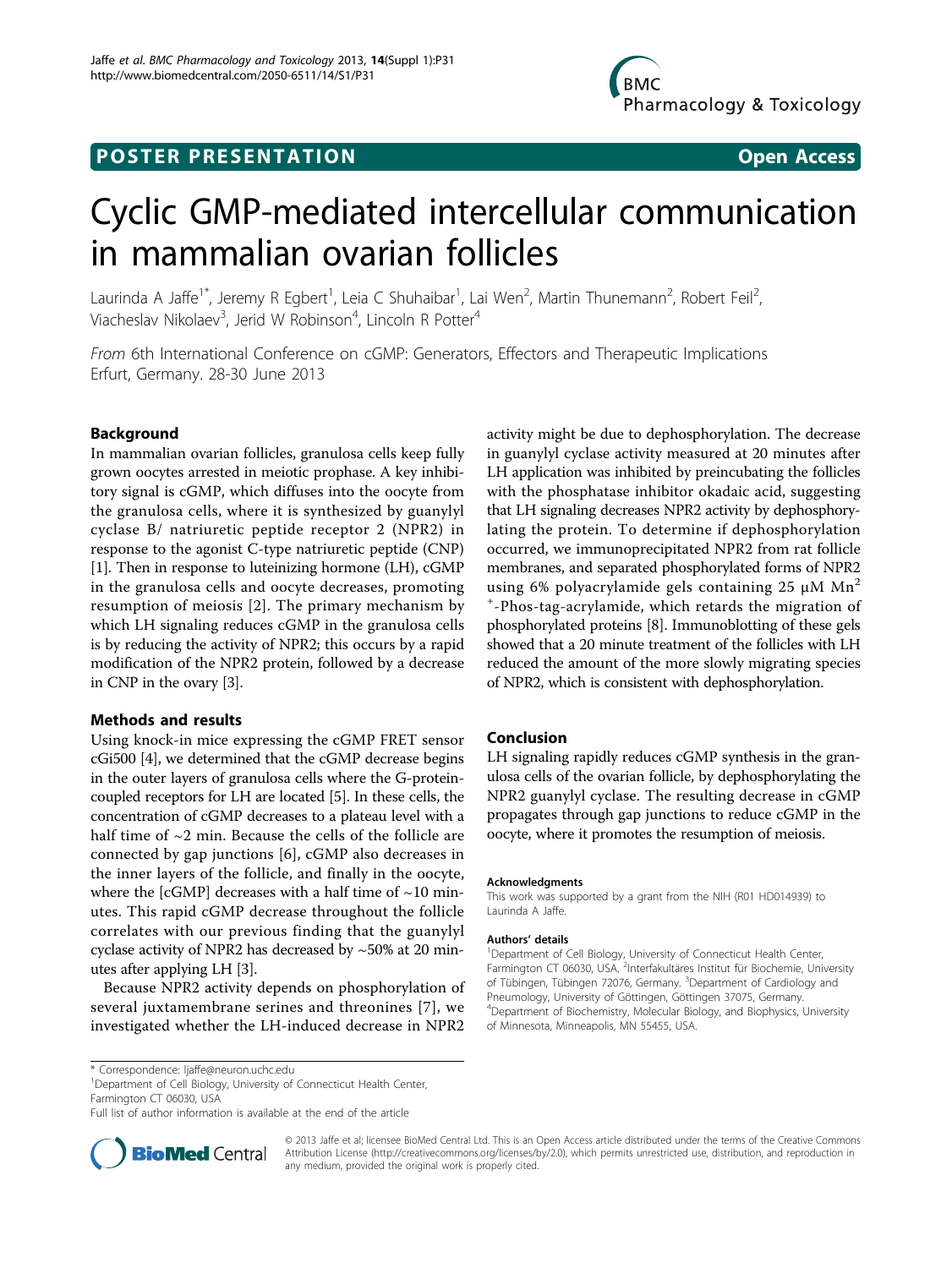**POSTER PRESENTATION** **Open Access**

# Cyclic GMP-mediated intercellular communication in mammalian ovarian follicles

Laurinda A Jaffe[1*], Jeremy R Egbert[1], Leia C Shuhaibar[1], Lai Wen[2], Martin Thunemann[2], Robert Feil[2], Viacheslav Nikolaev[3], Jerid W Robinson[4], Lincoln R Potter[4]

*From* 6th International Conference on cGMP: Generators, Effectors and Therapeutic Implications
Erfurt, Germany. 28-30 June 2013

## Background

In mammalian ovarian follicles, granulosa cells keep fully grown oocytes arrested in meiotic prophase. A key inhibitory signal is cGMP, which diffuses into the oocyte from the granulosa cells, where it is synthesized by guanylyl cyclase B/ natriuretic peptide receptor 2 (NPR2) in response to the agonist C-type natriuretic peptide (CNP) [1]. Then in response to luteinizing hormone (LH), cGMP in the granulosa cells and oocyte decreases, promoting resumption of meiosis [2]. The primary mechanism by which LH signaling reduces cGMP in the granulosa cells is by reducing the activity of NPR2; this occurs by a rapid modification of the NPR2 protein, followed by a decrease in CNP in the ovary [3].

## Methods and results

Using knock-in mice expressing the cGMP FRET sensor cGi500 [4], we determined that the cGMP decrease begins in the outer layers of granulosa cells where the G-protein-coupled receptors for LH are located [5]. In these cells, the concentration of cGMP decreases to a plateau level with a half time of ~2 min. Because the cells of the follicle are connected by gap junctions [6], cGMP also decreases in the inner layers of the follicle, and finally in the oocyte, where the [cGMP] decreases with a half time of ~10 minutes. This rapid cGMP decrease throughout the follicle correlates with our previous finding that the guanylyl cyclase activity of NPR2 has decreased by ~50% at 20 minutes after applying LH [3].

Because NPR2 activity depends on phosphorylation of several juxtamembrane serines and threonines [7], we investigated whether the LH-induced decrease in NPR2 activity might be due to dephosphorylation. The decrease in guanylyl cyclase activity measured at 20 minutes after LH application was inhibited by preincubating the follicles with the phosphatase inhibitor okadaic acid, suggesting that LH signaling decreases NPR2 activity by dephosphorylating the protein. To determine if dephosphorylation occurred, we immunoprecipitated NPR2 from rat follicle membranes, and separated phosphorylated forms of NPR2 using 6% polyacrylamide gels containing 25 μM $Mn^{2+}$-Phos-tag-acrylamide, which retards the migration of phosphorylated proteins [8]. Immunoblotting of these gels showed that a 20 minute treatment of the follicles with LH reduced the amount of the more slowly migrating species of NPR2, which is consistent with dephosphorylation.

## Conclusion

LH signaling rapidly reduces cGMP synthesis in the granulosa cells of the ovarian follicle, by dephosphorylating the NPR2 guanylyl cyclase. The resulting decrease in cGMP propagates through gap junctions to reduce cGMP in the oocyte, where it promotes the resumption of meiosis.

#### Acknowledgments

This work was supported by a grant from the NIH (R01 HD014939) to Laurinda A Jaffe.

#### Authors' details

[1]Department of Cell Biology, University of Connecticut Health Center, Farmington CT 06030, USA. [2]Interfakultäres Institut für Biochemie, University of Tübingen, Tübingen 72076, Germany. [3]Department of Cardiology and Pneumology, University of Göttingen, Göttingen 37075, Germany. [4]Department of Biochemistry, Molecular Biology, and Biophysics, University of Minnesota, Minneapolis, MN 55455, USA.

\* Correspondence: ljaffe@neuron.uchc.edu
[1]Department of Cell Biology, University of Connecticut Health Center, Farmington CT 06030, USA
Full list of author information is available at the end of the article

© 2013 Jaffe et al; licensee BioMed Central Ltd. This is an Open Access article distributed under the terms of the Creative Commons Attribution License (http://creativecommons.org/licenses/by/2.0), which permits unrestricted use, distribution, and reproduction in any medium, provided the original work is properly cited.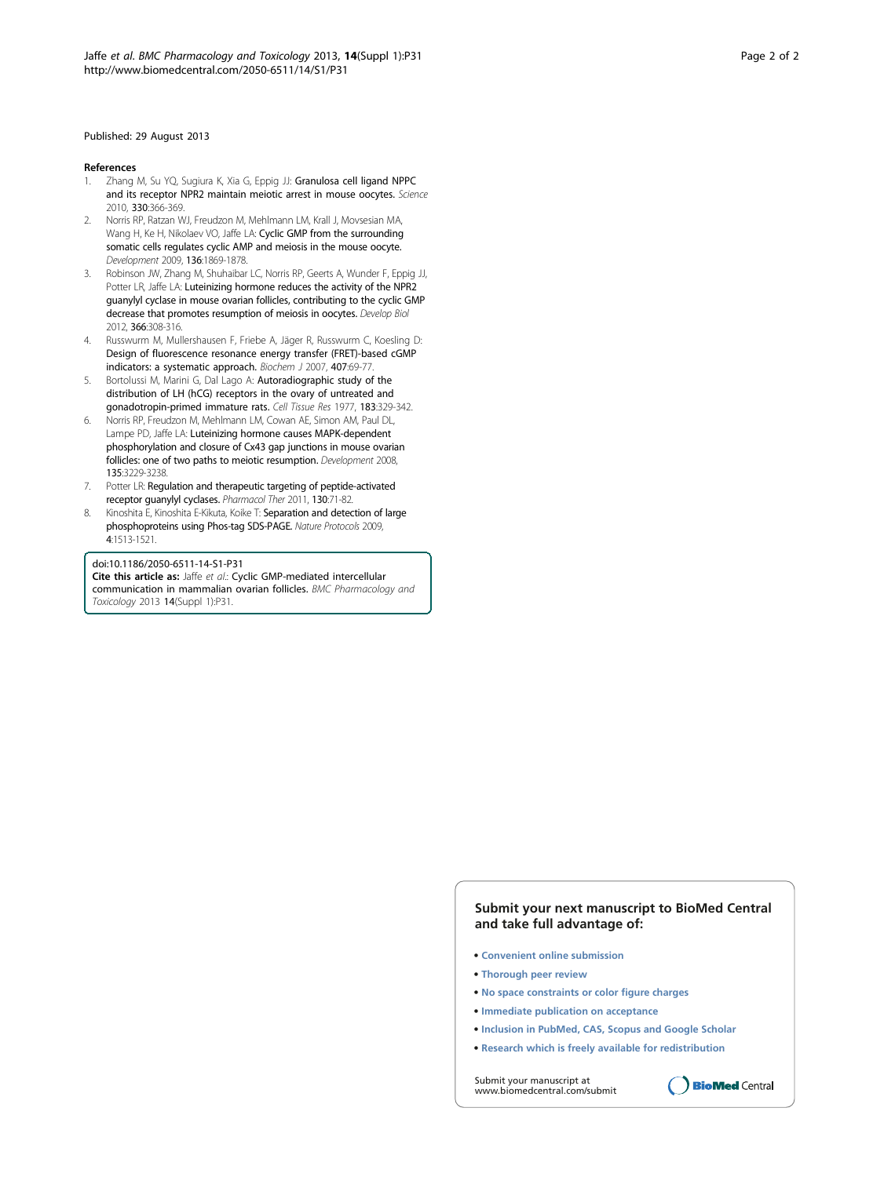Published: 29 August 2013

## References

1. Zhang M, Su YQ, Sugiura K, Xia G, Eppig JJ: **Granulosa cell ligand NPPC and its receptor NPR2 maintain meiotic arrest in mouse oocytes.** *Science* 2010, **330**:366-369.
2. Norris RP, Ratzan WJ, Freudzon M, Mehlmann LM, Krall J, Movsesian MA, Wang H, Ke H, Nikolaev VO, Jaffe LA: **Cyclic GMP from the surrounding somatic cells regulates cyclic AMP and meiosis in the mouse oocyte.** *Development* 2009, **136**:1869-1878.
3. Robinson JW, Zhang M, Shuhaibar LC, Norris RP, Geerts A, Wunder F, Eppig JJ, Potter LR, Jaffe LA: **Luteinizing hormone reduces the activity of the NPR2 guanylyl cyclase in mouse ovarian follicles, contributing to the cyclic GMP decrease that promotes resumption of meiosis in oocytes.** *Develop Biol* 2012, **366**:308-316.
4. Russwurm M, Mullershausen F, Friebe A, Jäger R, Russwurm C, Koesling D: **Design of fluorescence resonance energy transfer (FRET)-based cGMP indicators: a systematic approach.** *Biochem J* 2007, **407**:69-77.
5. Bortolussi M, Marini G, Dal Lago A: **Autoradiographic study of the distribution of LH (hCG) receptors in the ovary of untreated and gonadotropin-primed immature rats.** *Cell Tissue Res* 1977, **183**:329-342.
6. Norris RP, Freudzon M, Mehlmann LM, Cowan AE, Simon AM, Paul DL, Lampe PD, Jaffe LA: **Luteinizing hormone causes MAPK-dependent phosphorylation and closure of Cx43 gap junctions in mouse ovarian follicles: one of two paths to meiotic resumption.** *Development* 2008, **135**:3229-3238.
7. Potter LR: **Regulation and therapeutic targeting of peptide-activated receptor guanylyl cyclases.** *Pharmacol Ther* 2011, **130**:71-82.
8. Kinoshita E, Kinoshita E-Kikuta, Koike T: **Separation and detection of large phosphoproteins using Phos-tag SDS-PAGE.** *Nature Protocols* 2009, **4**:1513-1521.

doi:10.1186/2050-6511-14-S1-P31

**Cite this article as:** Jaffe *et al.*: Cyclic GMP-mediated intercellular communication in mammalian ovarian follicles. *BMC Pharmacology and Toxicology* 2013 **14**(Suppl 1):P31.

**Submit your next manuscript to BioMed Central and take full advantage of:**

- **Convenient online submission**
- **Thorough peer review**
- **No space constraints or color figure charges**
- **Immediate publication on acceptance**
- **Inclusion in PubMed, CAS, Scopus and Google Scholar**
- **Research which is freely available for redistribution**

Submit your manuscript at
www.biomedcentral.com/submit